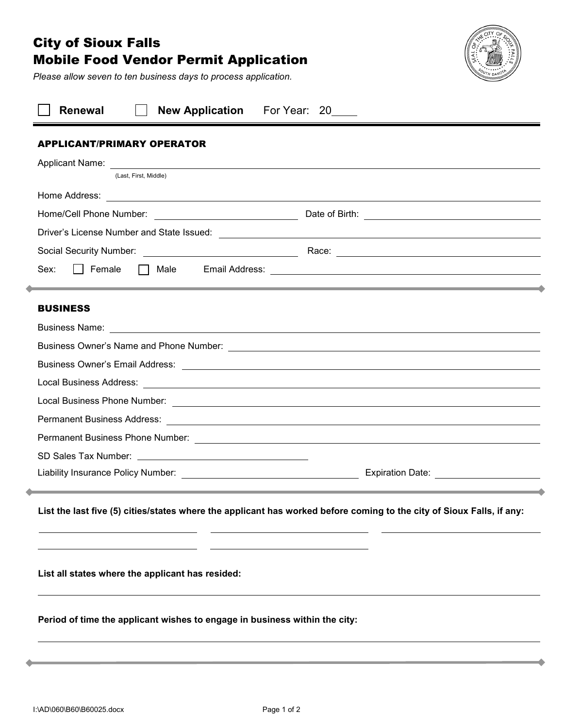# City of Sioux Falls
# Mobile Food Vendor Permit Application

*Please allow seven to ten business days to process application.*

☐ **Renewal** ☐ **New Application** For Year: 20____

---

## APPLICANT/PRIMARY OPERATOR

Applicant Name: ______________________________________________
(Last, First, Middle)

Home Address: ______________________________________________

Home/Cell Phone Number: ____________________ Date of Birth: ____________________

Driver's License Number and State Issued: ______________________________________________

Social Security Number: ____________________ Race: ____________________

Sex: ☐ Female ☐ Male Email Address: ____________________

---

## BUSINESS

Business Name: ______________________________________________

Business Owner's Name and Phone Number: ______________________________________________

Business Owner's Email Address: ______________________________________________

Local Business Address: ______________________________________________

Local Business Phone Number: ______________________________________________

Permanent Business Address: ______________________________________________

Permanent Business Phone Number: ______________________________________________

SD Sales Tax Number: ____________________

Liability Insurance Policy Number: ____________________ Expiration Date: ____________________

---

**List the last five (5) cities/states where the applicant has worked before coming to the city of Sioux Falls, if any:**

____________________ ____________________ ____________________

____________________ ____________________

**List all states where the applicant has resided:**

______________________________________________

**Period of time the applicant wishes to engage in business within the city:**

______________________________________________

---

I:\AD\060\B60\B60025.docx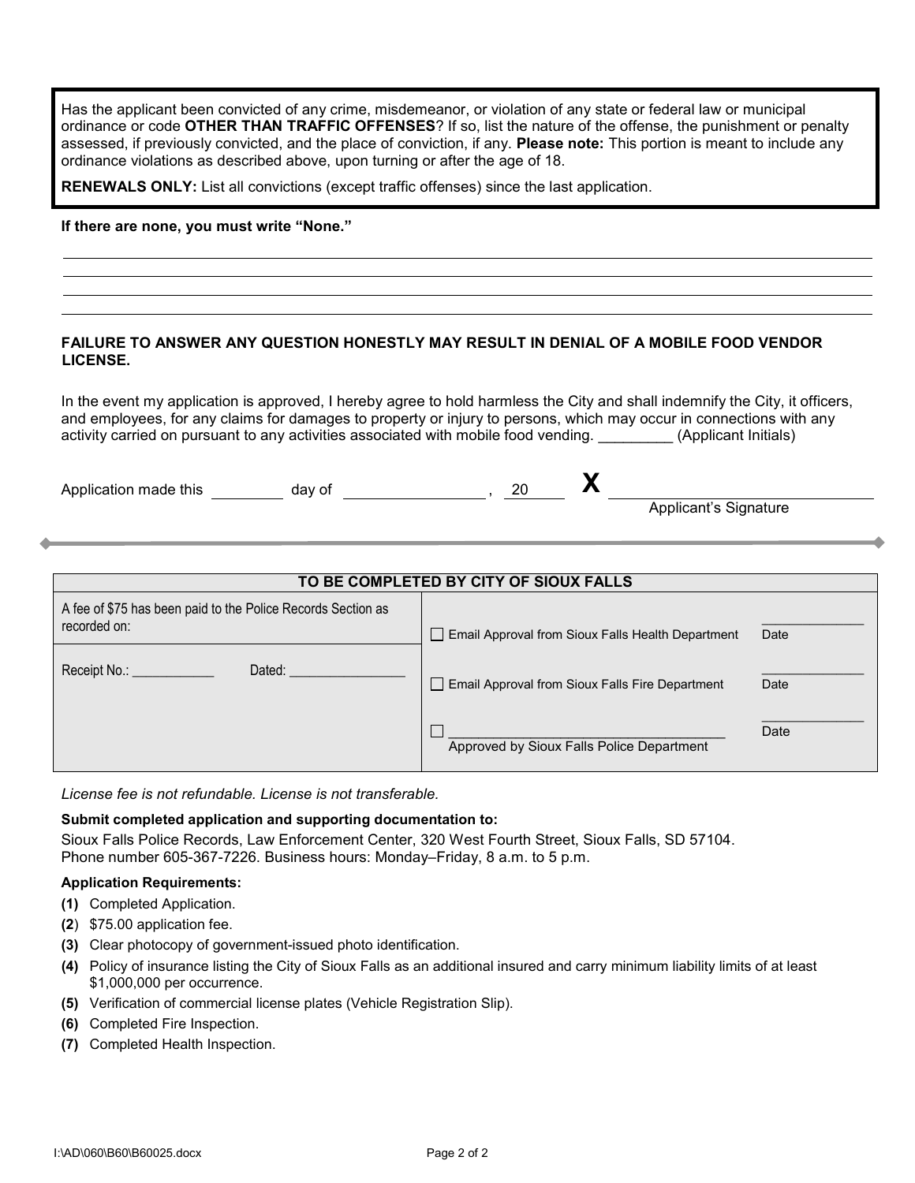Has the applicant been convicted of any crime, misdemeanor, or violation of any state or federal law or municipal ordinance or code **OTHER THAN TRAFFIC OFFENSES**? If so, list the nature of the offense, the punishment or penalty assessed, if previously convicted, and the place of conviction, if any. **Please note:** This portion is meant to include any ordinance violations as described above, upon turning or after the age of 18.

**RENEWALS ONLY:** List all convictions (except traffic offenses) since the last application.

**If there are none, you must write "None."**

______________________________________________________________________________

______________________________________________________________________________

______________________________________________________________________________

______________________________________________________________________________

**FAILURE TO ANSWER ANY QUESTION HONESTLY MAY RESULT IN DENIAL OF A MOBILE FOOD VENDOR LICENSE.**

In the event my application is approved, I hereby agree to hold harmless the City and shall indemnify the City, it officers, and employees, for any claims for damages to property or injury to persons, which may occur in connections with any activity carried on pursuant to any activities associated with mobile food vending. _________ (Applicant Initials)

Application made this _________ day of ________________, 20____ **X** ______________________________

Applicant's Signature

| TO BE COMPLETED BY CITY OF SIOUX FALLS | | |
|---|---|---|
| A fee of $75 has been paid to the Police Records Section as recorded on: | ☐ Email Approval from Sioux Falls Health Department | _____________ Date |
| Receipt No.: ____________ Dated: ________________ | ☐ Email Approval from Sioux Falls Fire Department | _____________ Date |
| | ☐ ____________________________________ Approved by Sioux Falls Police Department | _____________ Date |

*License fee is not refundable. License is not transferable.*

**Submit completed application and supporting documentation to:**

Sioux Falls Police Records, Law Enforcement Center, 320 West Fourth Street, Sioux Falls, SD 57104.
Phone number 605-367-7226. Business hours: Monday–Friday, 8 a.m. to 5 p.m.

**Application Requirements:**

**(1)** Completed Application.
**(2**) $75.00 application fee.
**(3)** Clear photocopy of government-issued photo identification.
**(4)** Policy of insurance listing the City of Sioux Falls as an additional insured and carry minimum liability limits of at least $1,000,000 per occurrence.
**(5)** Verification of commercial license plates (Vehicle Registration Slip).
**(6)** Completed Fire Inspection.
**(7)** Completed Health Inspection.

I:\AD\060\B60\B60025.docx